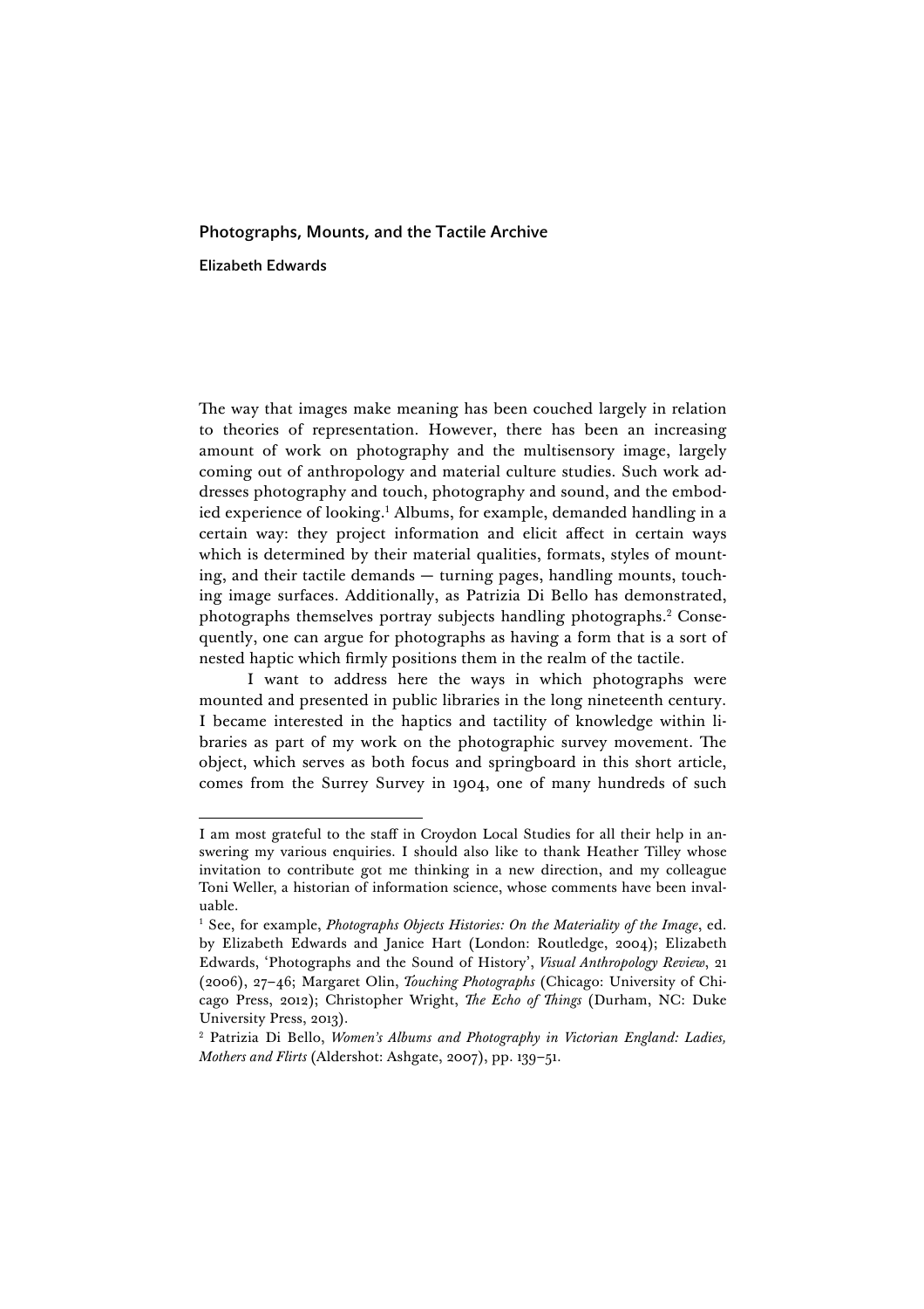# Photographs, Mounts, and the Tactile Archive

**Elizabeth Edwards**

The way that images make meaning has been couched largely in relation to theories of representation. However, there has been an increasing amount of work on photography and the multisensory image, largely coming out of anthropology and material culture studies. Such work addresses photography and touch, photography and sound, and the embodied experience of looking.[1] Albums, for example, demanded handling in a certain way: they project information and elicit affect in certain ways which is determined by their material qualities, formats, styles of mounting, and their tactile demands — turning pages, handling mounts, touching image surfaces. Additionally, as Patrizia Di Bello has demonstrated, photographs themselves portray subjects handling photographs.[2] Consequently, one can argue for photographs as having a form that is a sort of nested haptic which firmly positions them in the realm of the tactile.

I want to address here the ways in which photographs were mounted and presented in public libraries in the long nineteenth century. I became interested in the haptics and tactility of knowledge within libraries as part of my work on the photographic survey movement. The object, which serves as both focus and springboard in this short article, comes from the Surrey Survey in 1904, one of many hundreds of such

---

I am most grateful to the staff in Croydon Local Studies for all their help in answering my various enquiries. I should also like to thank Heather Tilley whose invitation to contribute got me thinking in a new direction, and my colleague Toni Weller, a historian of information science, whose comments have been invaluable.

[1] See, for example, *Photographs Objects Histories: On the Materiality of the Image*, ed. by Elizabeth Edwards and Janice Hart (London: Routledge, 2004); Elizabeth Edwards, 'Photographs and the Sound of History', *Visual Anthropology Review*, 21 (2006), 27–46; Margaret Olin, *Touching Photographs* (Chicago: University of Chicago Press, 2012); Christopher Wright, *The Echo of Things* (Durham, NC: Duke University Press, 2013).

[2] Patrizia Di Bello, *Women's Albums and Photography in Victorian England: Ladies, Mothers and Flirts* (Aldershot: Ashgate, 2007), pp. 139–51.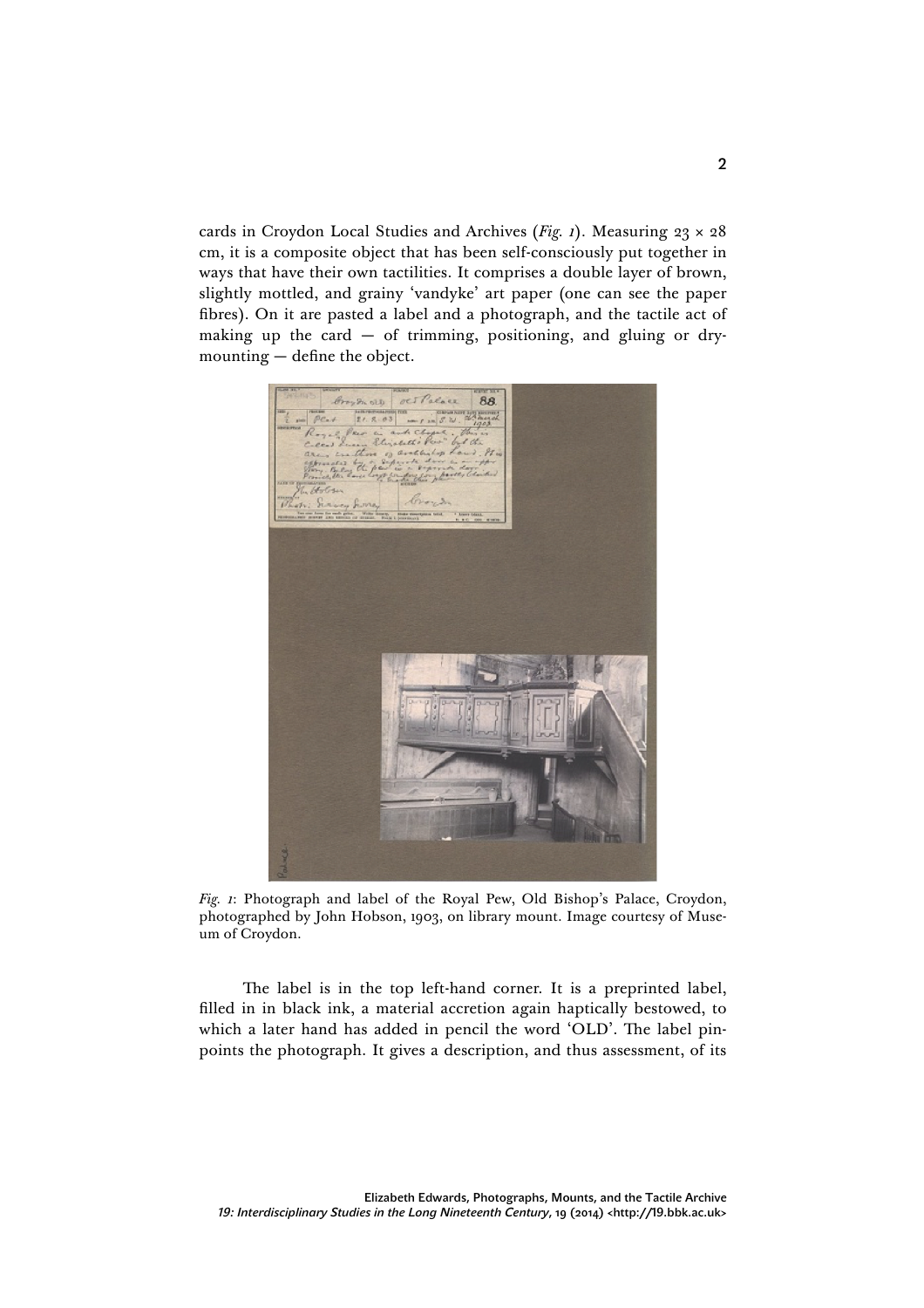cards in Croydon Local Studies and Archives (*Fig. 1*). Measuring 23 × 28 cm, it is a composite object that has been self-consciously put together in ways that have their own tactilities. It comprises a double layer of brown, slightly mottled, and grainy 'vandyke' art paper (one can see the paper fibres). On it are pasted a label and a photograph, and the tactile act of making up the card — of trimming, positioning, and gluing or dry-mounting — define the object.

*Fig. 1*: Photograph and label of the Royal Pew, Old Bishop's Palace, Croydon, photographed by John Hobson, 1903, on library mount. Image courtesy of Museum of Croydon.

The label is in the top left-hand corner. It is a preprinted label, filled in in black ink, a material accretion again haptically bestowed, to which a later hand has added in pencil the word 'OLD'. The label pinpoints the photograph. It gives a description, and thus assessment, of its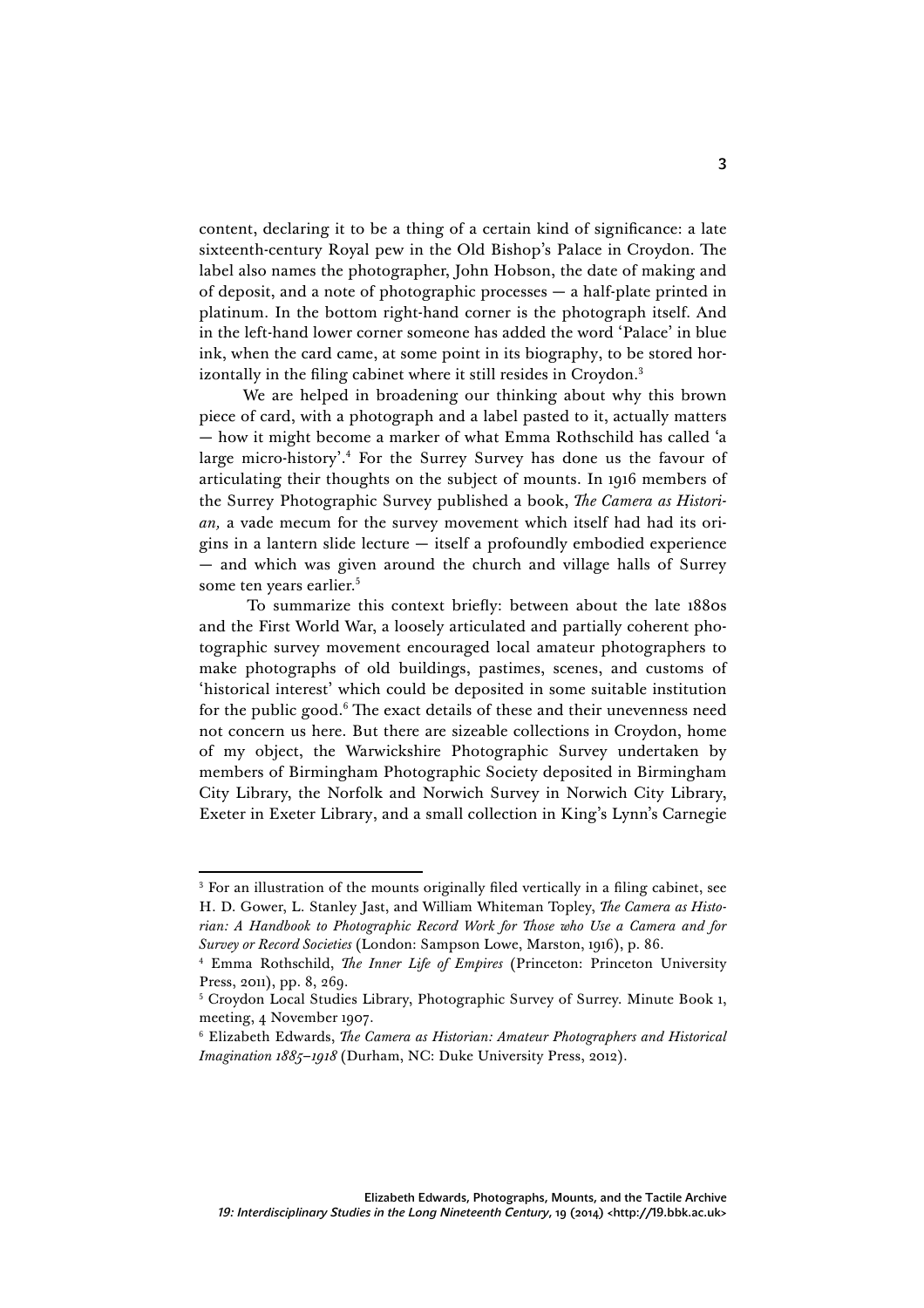content, declaring it to be a thing of a certain kind of significance: a late sixteenth-century Royal pew in the Old Bishop's Palace in Croydon. The label also names the photographer, John Hobson, the date of making and of deposit, and a note of photographic processes — a half-plate printed in platinum. In the bottom right-hand corner is the photograph itself. And in the left-hand lower corner someone has added the word 'Palace' in blue ink, when the card came, at some point in its biography, to be stored horizontally in the filing cabinet where it still resides in Croydon.[3]

We are helped in broadening our thinking about why this brown piece of card, with a photograph and a label pasted to it, actually matters — how it might become a marker of what Emma Rothschild has called 'a large micro-history'.[4] For the Surrey Survey has done us the favour of articulating their thoughts on the subject of mounts. In 1916 members of the Surrey Photographic Survey published a book, *The Camera as Historian,* a vade mecum for the survey movement which itself had had its origins in a lantern slide lecture — itself a profoundly embodied experience — and which was given around the church and village halls of Surrey some ten years earlier.[5]

To summarize this context briefly: between about the late 1880s and the First World War, a loosely articulated and partially coherent photographic survey movement encouraged local amateur photographers to make photographs of old buildings, pastimes, scenes, and customs of 'historical interest' which could be deposited in some suitable institution for the public good.[6] The exact details of these and their unevenness need not concern us here. But there are sizeable collections in Croydon, home of my object, the Warwickshire Photographic Survey undertaken by members of Birmingham Photographic Society deposited in Birmingham City Library, the Norfolk and Norwich Survey in Norwich City Library, Exeter in Exeter Library, and a small collection in King's Lynn's Carnegie

---

[3] For an illustration of the mounts originally filed vertically in a filing cabinet, see H. D. Gower, L. Stanley Jast, and William Whiteman Topley, *The Camera as Historian: A Handbook to Photographic Record Work for Those who Use a Camera and for Survey or Record Societies* (London: Sampson Lowe, Marston, 1916), p. 86.

[4] Emma Rothschild, *The Inner Life of Empires* (Princeton: Princeton University Press, 2011), pp. 8, 269.

[5] Croydon Local Studies Library, Photographic Survey of Surrey. Minute Book 1, meeting, 4 November 1907.

[6] Elizabeth Edwards, *The Camera as Historian: Amateur Photographers and Historical Imagination 1885–1918* (Durham, NC: Duke University Press, 2012).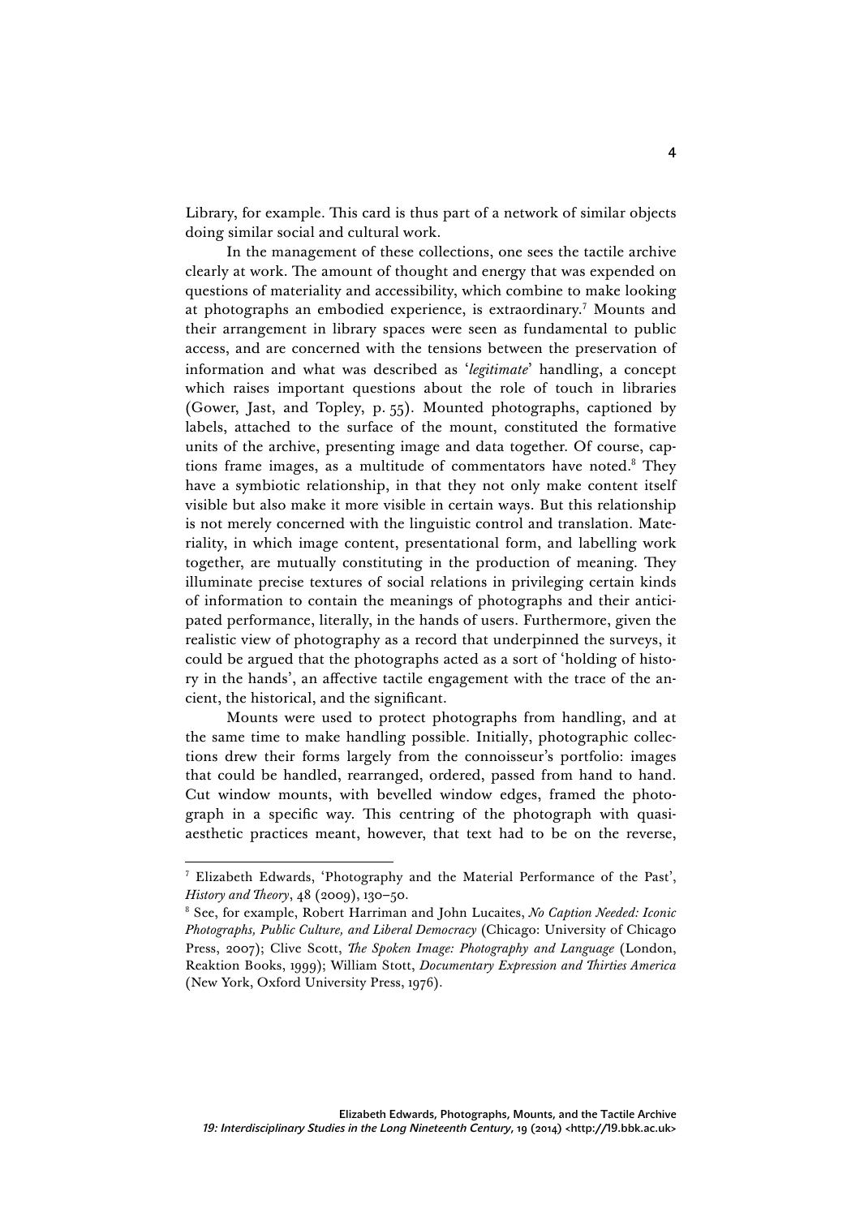Library, for example. This card is thus part of a network of similar objects doing similar social and cultural work.

In the management of these collections, one sees the tactile archive clearly at work. The amount of thought and energy that was expended on questions of materiality and accessibility, which combine to make looking at photographs an embodied experience, is extraordinary.[7] Mounts and their arrangement in library spaces were seen as fundamental to public access, and are concerned with the tensions between the preservation of information and what was described as '*legitimate*' handling, a concept which raises important questions about the role of touch in libraries (Gower, Jast, and Topley, p. 55). Mounted photographs, captioned by labels, attached to the surface of the mount, constituted the formative units of the archive, presenting image and data together. Of course, captions frame images, as a multitude of commentators have noted.[8] They have a symbiotic relationship, in that they not only make content itself visible but also make it more visible in certain ways. But this relationship is not merely concerned with the linguistic control and translation. Materiality, in which image content, presentational form, and labelling work together, are mutually constituting in the production of meaning. They illuminate precise textures of social relations in privileging certain kinds of information to contain the meanings of photographs and their anticipated performance, literally, in the hands of users. Furthermore, given the realistic view of photography as a record that underpinned the surveys, it could be argued that the photographs acted as a sort of 'holding of history in the hands', an affective tactile engagement with the trace of the ancient, the historical, and the significant.

Mounts were used to protect photographs from handling, and at the same time to make handling possible. Initially, photographic collections drew their forms largely from the connoisseur's portfolio: images that could be handled, rearranged, ordered, passed from hand to hand. Cut window mounts, with bevelled window edges, framed the photograph in a specific way. This centring of the photograph with quasi-aesthetic practices meant, however, that text had to be on the reverse,

---

[7] Elizabeth Edwards, 'Photography and the Material Performance of the Past', *History and Theory*, 48 (2009), 130–50.

[8] See, for example, Robert Harriman and John Lucaites, *No Caption Needed: Iconic Photographs, Public Culture, and Liberal Democracy* (Chicago: University of Chicago Press, 2007); Clive Scott, *The Spoken Image: Photography and Language* (London, Reaktion Books, 1999); William Stott, *Documentary Expression and Thirties America* (New York, Oxford University Press, 1976).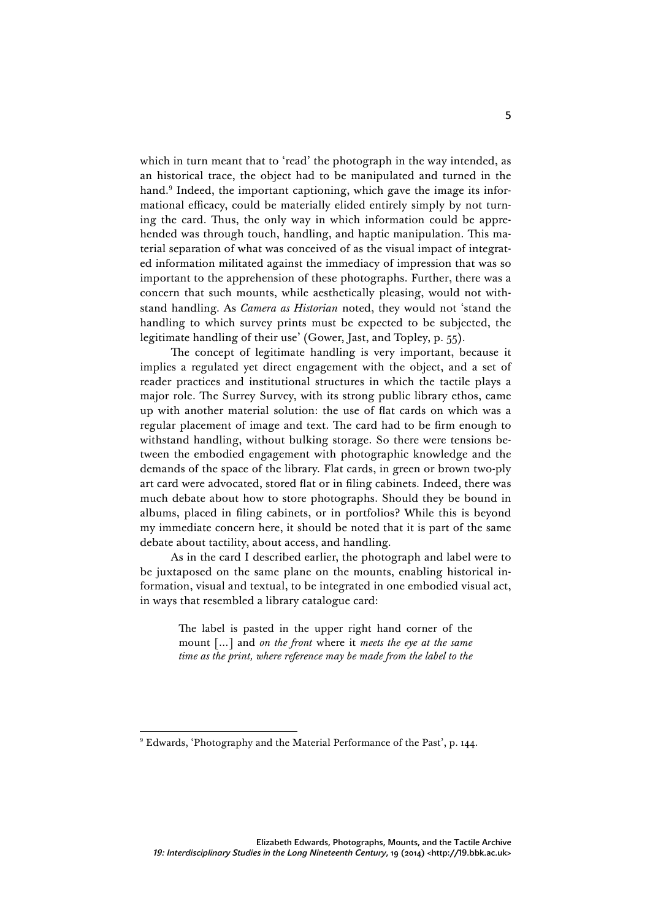which in turn meant that to 'read' the photograph in the way intended, as an historical trace, the object had to be manipulated and turned in the hand.[9] Indeed, the important captioning, which gave the image its informational efficacy, could be materially elided entirely simply by not turning the card. Thus, the only way in which information could be apprehended was through touch, handling, and haptic manipulation. This material separation of what was conceived of as the visual impact of integrated information militated against the immediacy of impression that was so important to the apprehension of these photographs. Further, there was a concern that such mounts, while aesthetically pleasing, would not withstand handling. As *Camera as Historian* noted, they would not 'stand the handling to which survey prints must be expected to be subjected, the legitimate handling of their use' (Gower, Jast, and Topley, p. 55).

The concept of legitimate handling is very important, because it implies a regulated yet direct engagement with the object, and a set of reader practices and institutional structures in which the tactile plays a major role. The Surrey Survey, with its strong public library ethos, came up with another material solution: the use of flat cards on which was a regular placement of image and text. The card had to be firm enough to withstand handling, without bulking storage. So there were tensions between the embodied engagement with photographic knowledge and the demands of the space of the library. Flat cards, in green or brown two-ply art card were advocated, stored flat or in filing cabinets. Indeed, there was much debate about how to store photographs. Should they be bound in albums, placed in filing cabinets, or in portfolios? While this is beyond my immediate concern here, it should be noted that it is part of the same debate about tactility, about access, and handling.

As in the card I described earlier, the photograph and label were to be juxtaposed on the same plane on the mounts, enabling historical information, visual and textual, to be integrated in one embodied visual act, in ways that resembled a library catalogue card:

> The label is pasted in the upper right hand corner of the mount [...] and *on the front* where it *meets the eye at the same time as the print, where reference may be made from the label to the*

[9] Edwards, 'Photography and the Material Performance of the Past', p. 144.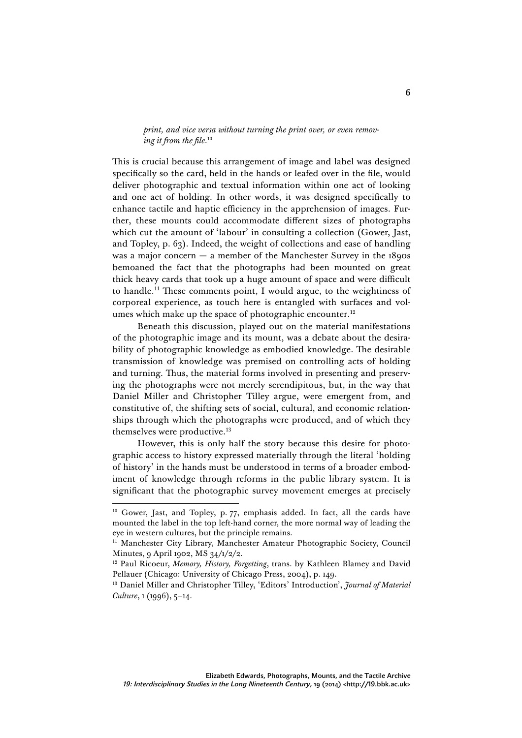*print, and vice versa without turning the print over, or even removing it from the file.*[10]

This is crucial because this arrangement of image and label was designed specifically so the card, held in the hands or leafed over in the file, would deliver photographic and textual information within one act of looking and one act of holding. In other words, it was designed specifically to enhance tactile and haptic efficiency in the apprehension of images. Further, these mounts could accommodate different sizes of photographs which cut the amount of 'labour' in consulting a collection (Gower, Jast, and Topley, p. 63). Indeed, the weight of collections and ease of handling was a major concern — a member of the Manchester Survey in the 1890s bemoaned the fact that the photographs had been mounted on great thick heavy cards that took up a huge amount of space and were difficult to handle.[11] These comments point, I would argue, to the weightiness of corporeal experience, as touch here is entangled with surfaces and volumes which make up the space of photographic encounter.[12]

Beneath this discussion, played out on the material manifestations of the photographic image and its mount, was a debate about the desirability of photographic knowledge as embodied knowledge. The desirable transmission of knowledge was premised on controlling acts of holding and turning. Thus, the material forms involved in presenting and preserving the photographs were not merely serendipitous, but, in the way that Daniel Miller and Christopher Tilley argue, were emergent from, and constitutive of, the shifting sets of social, cultural, and economic relationships through which the photographs were produced, and of which they themselves were productive.[13]

However, this is only half the story because this desire for photographic access to history expressed materially through the literal 'holding of history' in the hands must be understood in terms of a broader embodiment of knowledge through reforms in the public library system. It is significant that the photographic survey movement emerges at precisely

---

[10] Gower, Jast, and Topley, p. 77, emphasis added. In fact, all the cards have mounted the label in the top left-hand corner, the more normal way of leading the eye in western cultures, but the principle remains.

[11] Manchester City Library, Manchester Amateur Photographic Society, Council Minutes, 9 April 1902, MS 34/1/2/2.

[12] Paul Ricoeur, *Memory, History, Forgetting*, trans. by Kathleen Blamey and David Pellauer (Chicago: University of Chicago Press, 2004), p. 149.

[13] Daniel Miller and Christopher Tilley, 'Editors' Introduction', *Journal of Material Culture*, 1 (1996), 5–14.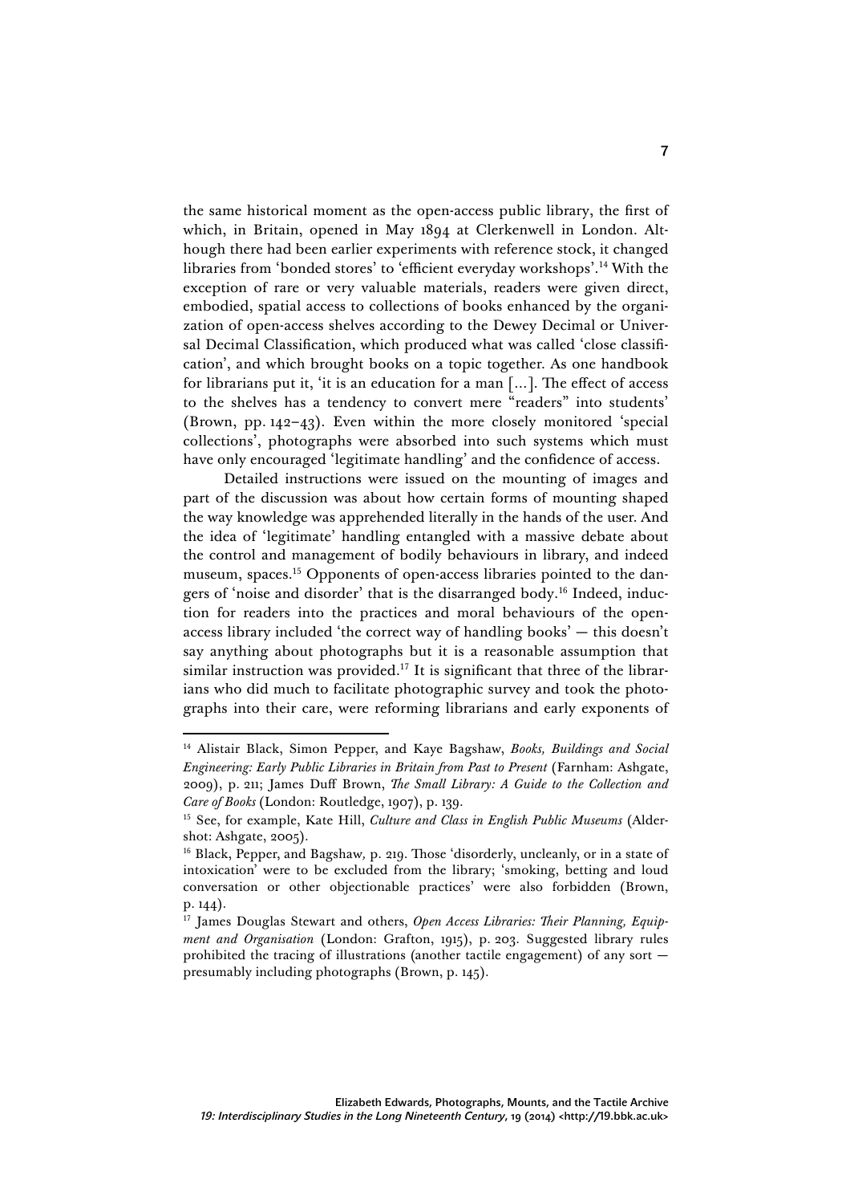the same historical moment as the open-access public library, the first of which, in Britain, opened in May 1894 at Clerkenwell in London. Although there had been earlier experiments with reference stock, it changed libraries from 'bonded stores' to 'efficient everyday workshops'.[14] With the exception of rare or very valuable materials, readers were given direct, embodied, spatial access to collections of books enhanced by the organization of open-access shelves according to the Dewey Decimal or Universal Decimal Classification, which produced what was called 'close classification', and which brought books on a topic together. As one handbook for librarians put it, 'it is an education for a man [...]. The effect of access to the shelves has a tendency to convert mere "readers" into students' (Brown, pp. 142–43). Even within the more closely monitored 'special collections', photographs were absorbed into such systems which must have only encouraged 'legitimate handling' and the confidence of access.

Detailed instructions were issued on the mounting of images and part of the discussion was about how certain forms of mounting shaped the way knowledge was apprehended literally in the hands of the user. And the idea of 'legitimate' handling entangled with a massive debate about the control and management of bodily behaviours in library, and indeed museum, spaces.[15] Opponents of open-access libraries pointed to the dangers of 'noise and disorder' that is the disarranged body.[16] Indeed, induction for readers into the practices and moral behaviours of the open-access library included 'the correct way of handling books' — this doesn't say anything about photographs but it is a reasonable assumption that similar instruction was provided.[17] It is significant that three of the librarians who did much to facilitate photographic survey and took the photographs into their care, were reforming librarians and early exponents of

---

[14] Alistair Black, Simon Pepper, and Kaye Bagshaw, *Books, Buildings and Social Engineering: Early Public Libraries in Britain from Past to Present* (Farnham: Ashgate, 2009), p. 211; James Duff Brown, *The Small Library: A Guide to the Collection and Care of Books* (London: Routledge, 1907), p. 139.

[15] See, for example, Kate Hill, *Culture and Class in English Public Museums* (Aldershot: Ashgate, 2005).

[16] Black, Pepper, and Bagshaw, p. 219. Those 'disorderly, uncleanly, or in a state of intoxication' were to be excluded from the library; 'smoking, betting and loud conversation or other objectionable practices' were also forbidden (Brown, p. 144).

[17] James Douglas Stewart and others, *Open Access Libraries: Their Planning, Equipment and Organisation* (London: Grafton, 1915), p. 203. Suggested library rules prohibited the tracing of illustrations (another tactile engagement) of any sort — presumably including photographs (Brown, p. 145).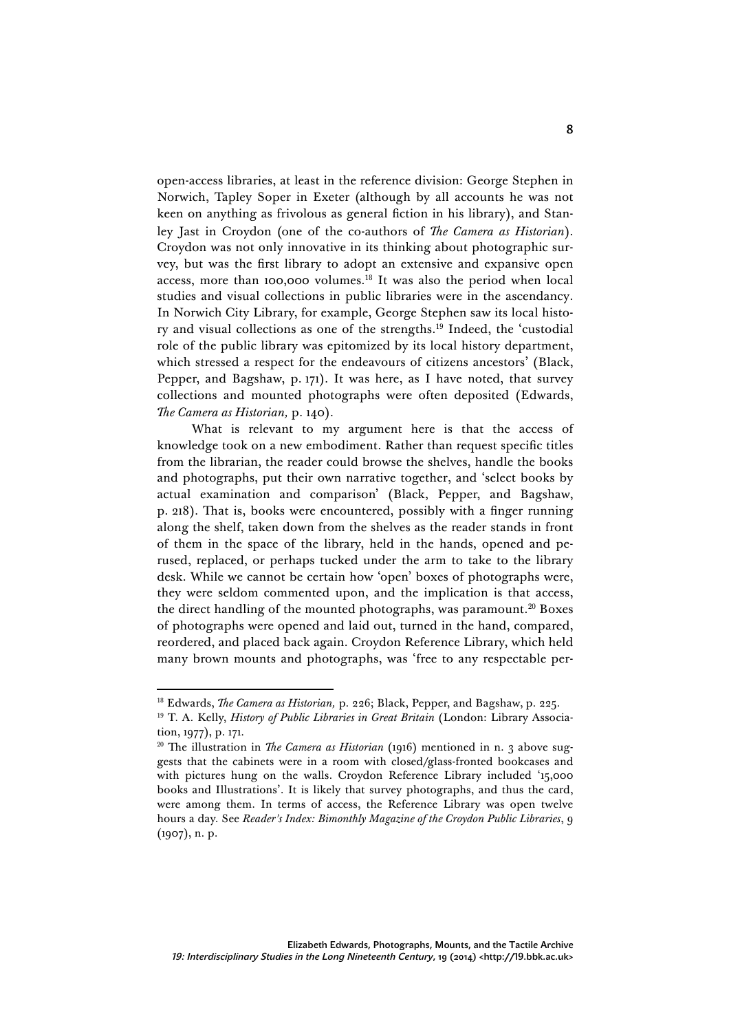open-access libraries, at least in the reference division: George Stephen in Norwich, Tapley Soper in Exeter (although by all accounts he was not keen on anything as frivolous as general fiction in his library), and Stanley Jast in Croydon (one of the co-authors of *The Camera as Historian*). Croydon was not only innovative in its thinking about photographic survey, but was the first library to adopt an extensive and expansive open access, more than 100,000 volumes.[18] It was also the period when local studies and visual collections in public libraries were in the ascendancy. In Norwich City Library, for example, George Stephen saw its local history and visual collections as one of the strengths.[19] Indeed, the 'custodial role of the public library was epitomized by its local history department, which stressed a respect for the endeavours of citizens ancestors' (Black, Pepper, and Bagshaw, p. 171). It was here, as I have noted, that survey collections and mounted photographs were often deposited (Edwards, *The Camera as Historian,* p. 140).

What is relevant to my argument here is that the access of knowledge took on a new embodiment. Rather than request specific titles from the librarian, the reader could browse the shelves, handle the books and photographs, put their own narrative together, and 'select books by actual examination and comparison' (Black, Pepper, and Bagshaw, p. 218). That is, books were encountered, possibly with a finger running along the shelf, taken down from the shelves as the reader stands in front of them in the space of the library, held in the hands, opened and perused, replaced, or perhaps tucked under the arm to take to the library desk. While we cannot be certain how 'open' boxes of photographs were, they were seldom commented upon, and the implication is that access, the direct handling of the mounted photographs, was paramount.[20] Boxes of photographs were opened and laid out, turned in the hand, compared, reordered, and placed back again. Croydon Reference Library, which held many brown mounts and photographs, was 'free to any respectable per-

---

[18] Edwards, *The Camera as Historian,* p. 226; Black, Pepper, and Bagshaw, p. 225.

[19] T. A. Kelly, *History of Public Libraries in Great Britain* (London: Library Association, 1977), p. 171.

[20] The illustration in *The Camera as Historian* (1916) mentioned in n. 3 above suggests that the cabinets were in a room with closed/glass-fronted bookcases and with pictures hung on the walls. Croydon Reference Library included '15,000 books and Illustrations'. It is likely that survey photographs, and thus the card, were among them. In terms of access, the Reference Library was open twelve hours a day. See *Reader's Index: Bimonthly Magazine of the Croydon Public Libraries*, 9 (1907), n. p.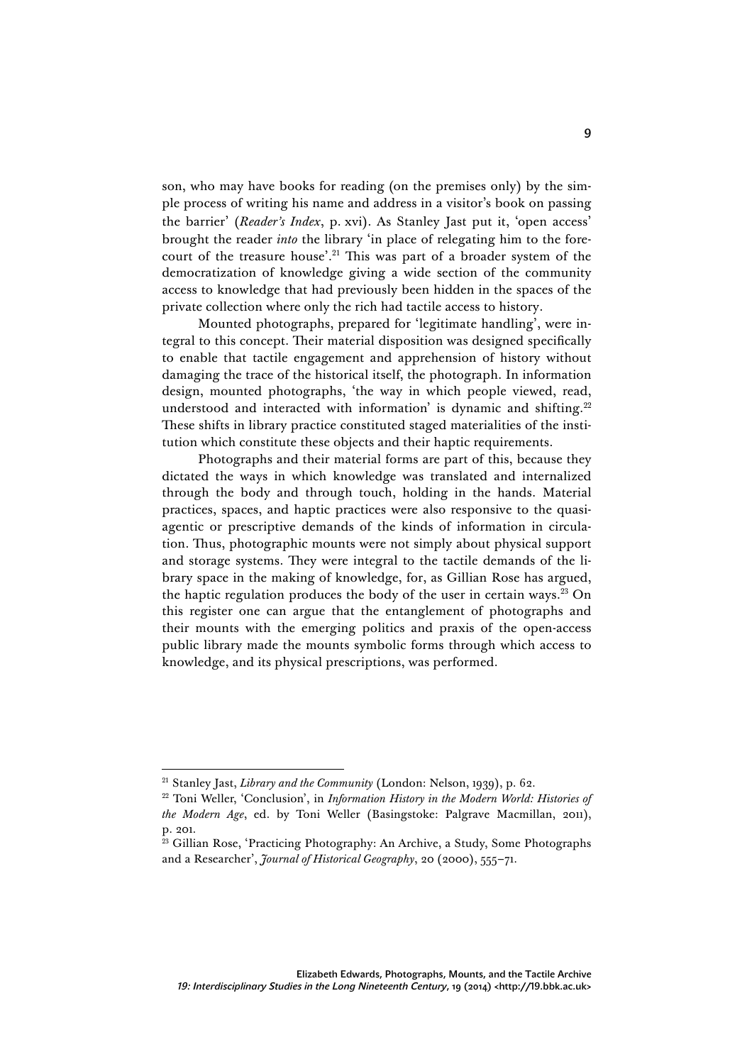son, who may have books for reading (on the premises only) by the simple process of writing his name and address in a visitor's book on passing the barrier' (*Reader's Index*, p. xvi). As Stanley Jast put it, 'open access' brought the reader *into* the library 'in place of relegating him to the forecourt of the treasure house'.[21] This was part of a broader system of the democratization of knowledge giving a wide section of the community access to knowledge that had previously been hidden in the spaces of the private collection where only the rich had tactile access to history.

Mounted photographs, prepared for 'legitimate handling', were integral to this concept. Their material disposition was designed specifically to enable that tactile engagement and apprehension of history without damaging the trace of the historical itself, the photograph. In information design, mounted photographs, 'the way in which people viewed, read, understood and interacted with information' is dynamic and shifting.[22] These shifts in library practice constituted staged materialities of the institution which constitute these objects and their haptic requirements.

Photographs and their material forms are part of this, because they dictated the ways in which knowledge was translated and internalized through the body and through touch, holding in the hands. Material practices, spaces, and haptic practices were also responsive to the quasi-agentic or prescriptive demands of the kinds of information in circulation. Thus, photographic mounts were not simply about physical support and storage systems. They were integral to the tactile demands of the library space in the making of knowledge, for, as Gillian Rose has argued, the haptic regulation produces the body of the user in certain ways.[23] On this register one can argue that the entanglement of photographs and their mounts with the emerging politics and praxis of the open-access public library made the mounts symbolic forms through which access to knowledge, and its physical prescriptions, was performed.

---

[21] Stanley Jast, *Library and the Community* (London: Nelson, 1939), p. 62.

[22] Toni Weller, 'Conclusion', in *Information History in the Modern World: Histories of the Modern Age*, ed. by Toni Weller (Basingstoke: Palgrave Macmillan, 2011), p. 201.

[23] Gillian Rose, 'Practicing Photography: An Archive, a Study, Some Photographs and a Researcher', *Journal of Historical Geography*, 20 (2000), 555–71.